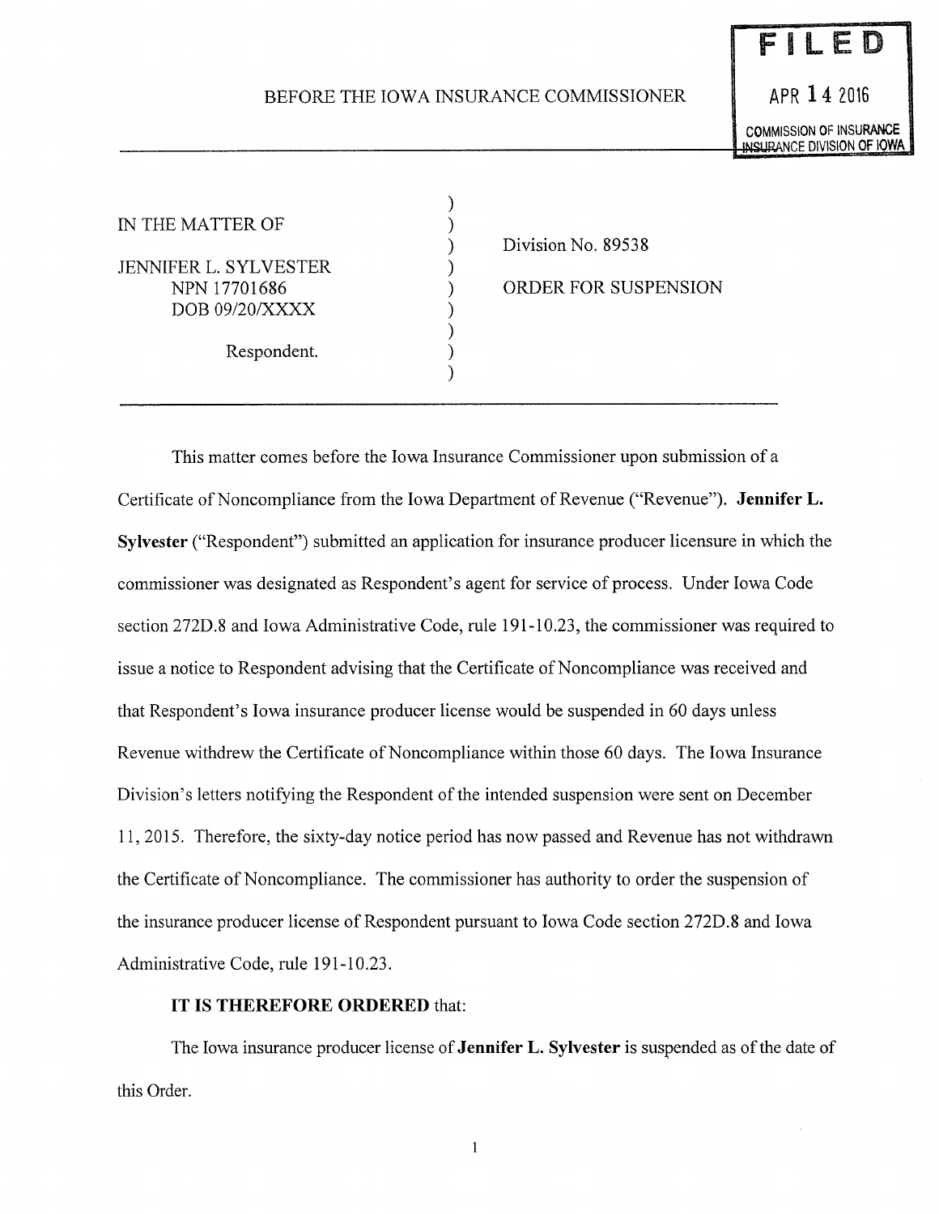# BEFORE THE IOWA INSURANCE COMMISSIONER

**FILED**
APR 14 2016
COMMISSION OF INSURANCE
INSURANCE DIVISION OF IOWA

IN THE MATTER OF

JENNIFER L. SYLVESTER
NPN 17701686
DOB 09/20/XXXX

Respondent.

Division No. 89538

ORDER FOR SUSPENSION

---

This matter comes before the Iowa Insurance Commissioner upon submission of a Certificate of Noncompliance from the Iowa Department of Revenue ("Revenue"). **Jennifer L. Sylvester** ("Respondent") submitted an application for insurance producer licensure in which the commissioner was designated as Respondent's agent for service of process. Under Iowa Code section 272D.8 and Iowa Administrative Code, rule 191-10.23, the commissioner was required to issue a notice to Respondent advising that the Certificate of Noncompliance was received and that Respondent's Iowa insurance producer license would be suspended in 60 days unless Revenue withdrew the Certificate of Noncompliance within those 60 days. The Iowa Insurance Division's letters notifying the Respondent of the intended suspension were sent on December 11, 2015. Therefore, the sixty-day notice period has now passed and Revenue has not withdrawn the Certificate of Noncompliance. The commissioner has authority to order the suspension of the insurance producer license of Respondent pursuant to Iowa Code section 272D.8 and Iowa Administrative Code, rule 191-10.23.

**IT IS THEREFORE ORDERED** that:

The Iowa insurance producer license of **Jennifer L. Sylvester** is suspended as of the date of this Order.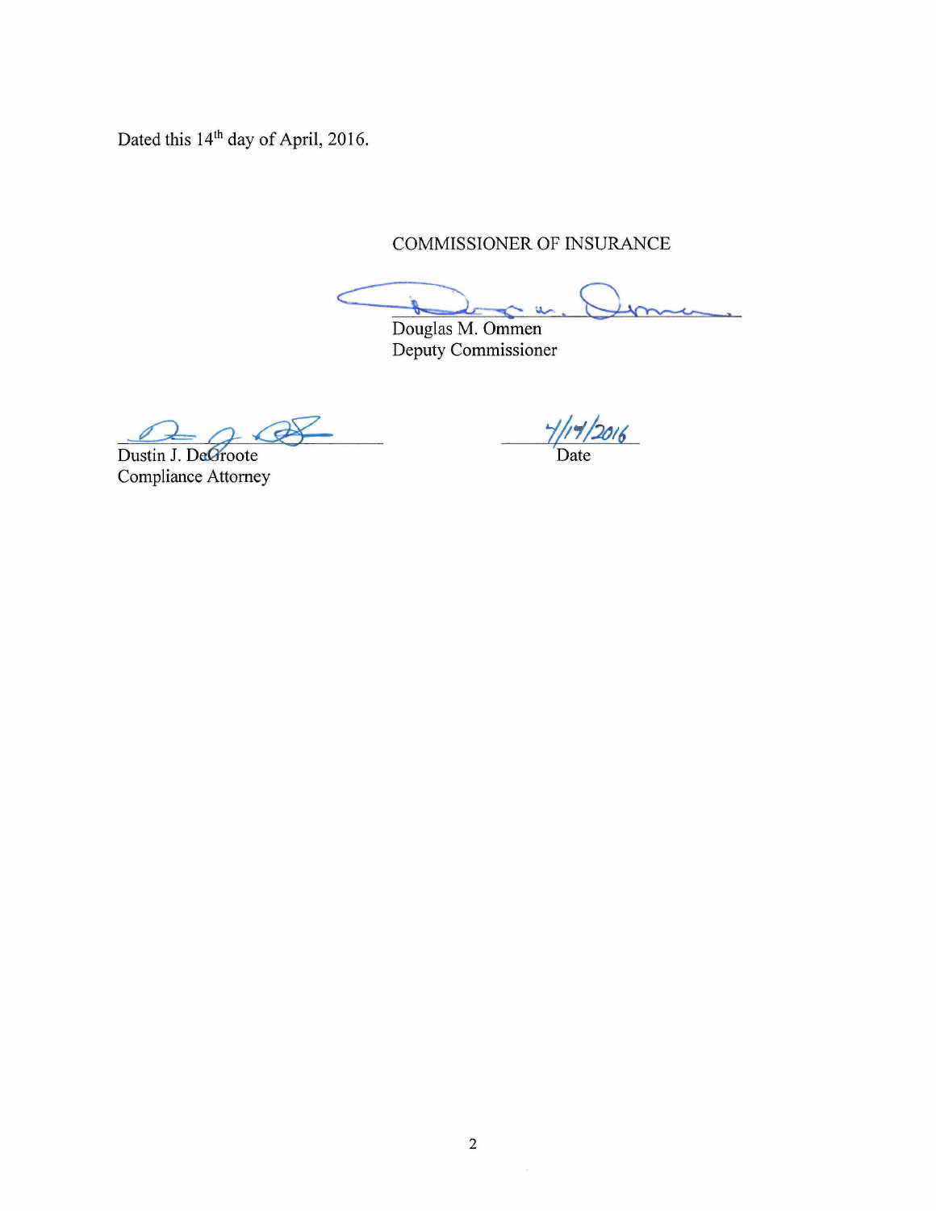Dated this 14th day of April, 2016.

COMMISSIONER OF INSURANCE

Douglas M. Ommen
Deputy Commissioner

Dustin J. DeGroote
Compliance Attorney

4/14/2016
Date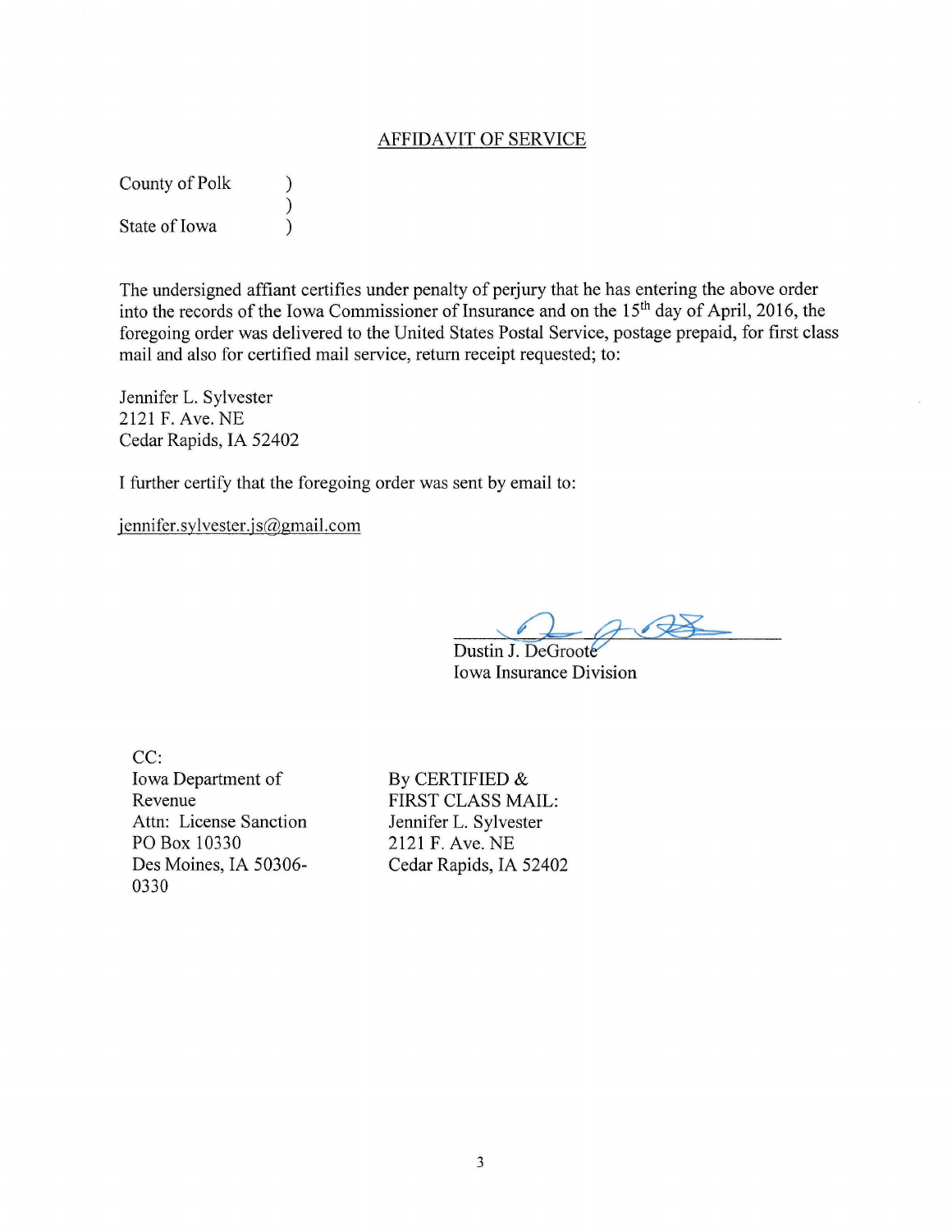## AFFIDAVIT OF SERVICE

County of Polk )
)
State of Iowa )

The undersigned affiant certifies under penalty of perjury that he has entering the above order into the records of the Iowa Commissioner of Insurance and on the 15th day of April, 2016, the foregoing order was delivered to the United States Postal Service, postage prepaid, for first class mail and also for certified mail service, return receipt requested; to:

Jennifer L. Sylvester
2121 F. Ave. NE
Cedar Rapids, IA 52402

I further certify that the foregoing order was sent by email to:

jennifer.sylvester.js@gmail.com

Dustin J. DeGroote
Iowa Insurance Division

CC:
Iowa Department of Revenue
Attn: License Sanction
PO Box 10330
Des Moines, IA 50306-0330

By CERTIFIED & FIRST CLASS MAIL:
Jennifer L. Sylvester
2121 F. Ave. NE
Cedar Rapids, IA 52402